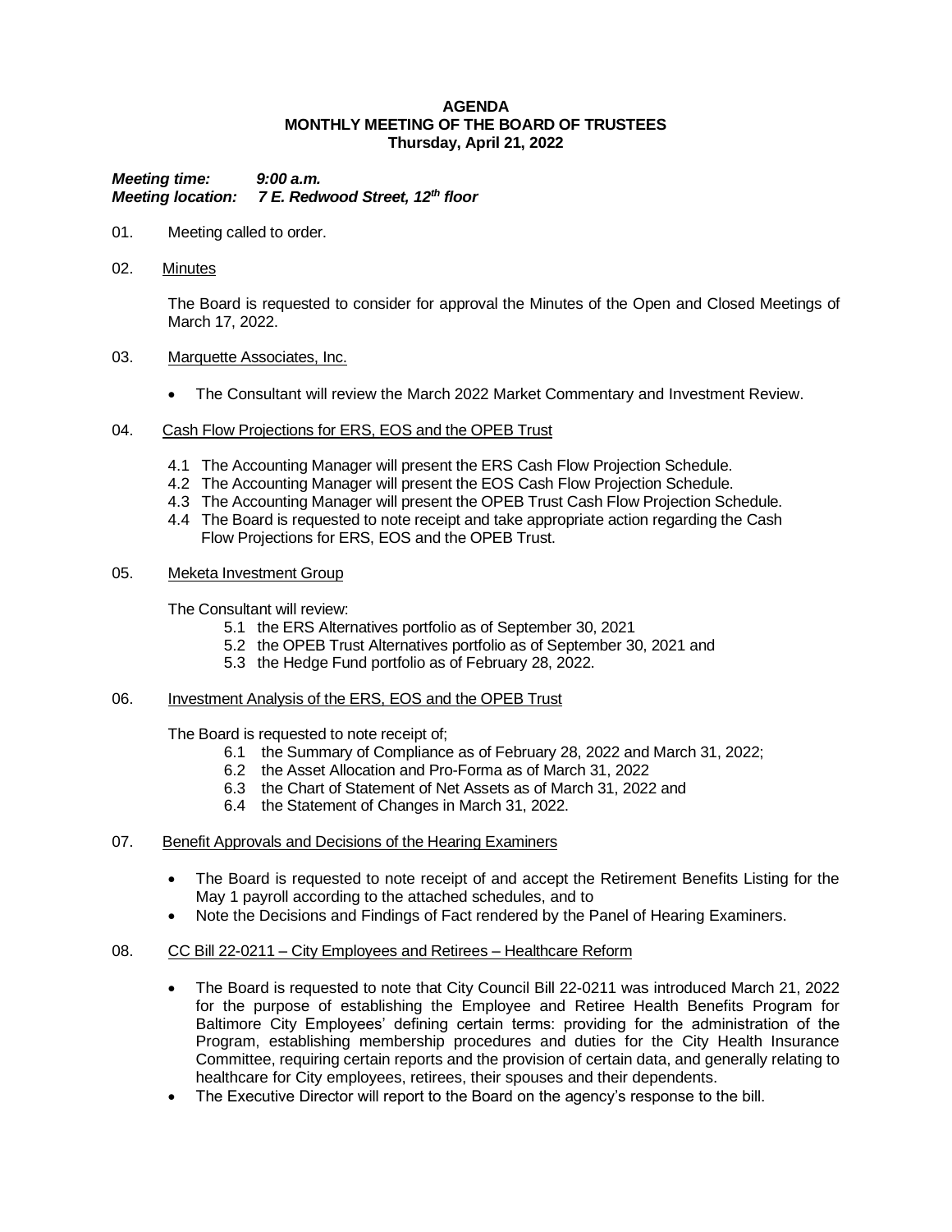**AGENDA**
**MONTHLY MEETING OF THE BOARD OF TRUSTEES**
**Thursday, April 21, 2022**

***Meeting time: 9:00 a.m.***
***Meeting location: 7 E. Redwood Street, 12th floor***

01. Meeting called to order.

02. Minutes

    The Board is requested to consider for approval the Minutes of the Open and Closed Meetings of March 17, 2022.

03. Marquette Associates, Inc.

    - The Consultant will review the March 2022 Market Commentary and Investment Review.

04. Cash Flow Projections for ERS, EOS and the OPEB Trust

    4.1 The Accounting Manager will present the ERS Cash Flow Projection Schedule.
    4.2 The Accounting Manager will present the EOS Cash Flow Projection Schedule.
    4.3 The Accounting Manager will present the OPEB Trust Cash Flow Projection Schedule.
    4.4 The Board is requested to note receipt and take appropriate action regarding the Cash Flow Projections for ERS, EOS and the OPEB Trust.

05. Meketa Investment Group

    The Consultant will review:

    5.1 the ERS Alternatives portfolio as of September 30, 2021
    5.2 the OPEB Trust Alternatives portfolio as of September 30, 2021 and
    5.3 the Hedge Fund portfolio as of February 28, 2022.

06. Investment Analysis of the ERS, EOS and the OPEB Trust

    The Board is requested to note receipt of;

    6.1 the Summary of Compliance as of February 28, 2022 and March 31, 2022;
    6.2 the Asset Allocation and Pro-Forma as of March 31, 2022
    6.3 the Chart of Statement of Net Assets as of March 31, 2022 and
    6.4 the Statement of Changes in March 31, 2022.

07. Benefit Approvals and Decisions of the Hearing Examiners

    - The Board is requested to note receipt of and accept the Retirement Benefits Listing for the May 1 payroll according to the attached schedules, and to
    - Note the Decisions and Findings of Fact rendered by the Panel of Hearing Examiners.

08. CC Bill 22-0211 – City Employees and Retirees – Healthcare Reform

    - The Board is requested to note that City Council Bill 22-0211 was introduced March 21, 2022 for the purpose of establishing the Employee and Retiree Health Benefits Program for Baltimore City Employees' defining certain terms: providing for the administration of the Program, establishing membership procedures and duties for the City Health Insurance Committee, requiring certain reports and the provision of certain data, and generally relating to healthcare for City employees, retirees, their spouses and their dependents.
    - The Executive Director will report to the Board on the agency's response to the bill.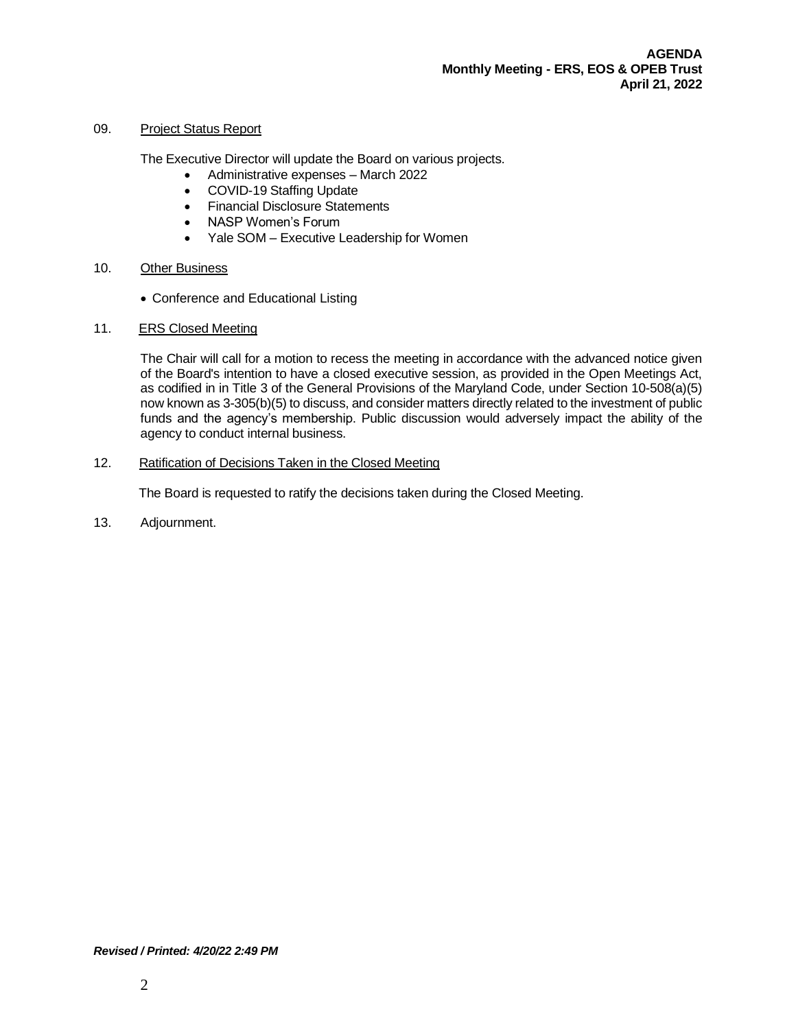**AGENDA**
**Monthly Meeting - ERS, EOS & OPEB Trust**
**April 21, 2022**

09. Project Status Report

The Executive Director will update the Board on various projects.

- Administrative expenses – March 2022
- COVID-19 Staffing Update
- Financial Disclosure Statements
- NASP Women's Forum
- Yale SOM – Executive Leadership for Women

10. Other Business

- Conference and Educational Listing

11. ERS Closed Meeting

The Chair will call for a motion to recess the meeting in accordance with the advanced notice given of the Board's intention to have a closed executive session, as provided in the Open Meetings Act, as codified in in Title 3 of the General Provisions of the Maryland Code, under Section 10-508(a)(5) now known as 3-305(b)(5) to discuss, and consider matters directly related to the investment of public funds and the agency's membership. Public discussion would adversely impact the ability of the agency to conduct internal business.

12. Ratification of Decisions Taken in the Closed Meeting

The Board is requested to ratify the decisions taken during the Closed Meeting.

13. Adjournment.

***Revised / Printed: 4/20/22 2:49 PM***